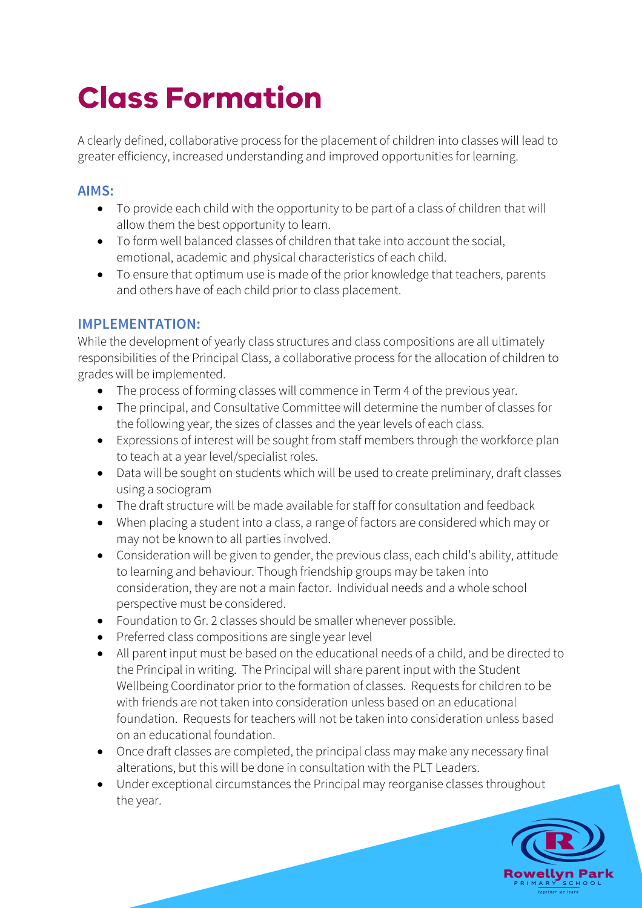# Class Formation

A clearly defined, collaborative process for the placement of children into classes will lead to greater efficiency, increased understanding and improved opportunities for learning.

## AIMS:

- To provide each child with the opportunity to be part of a class of children that will allow them the best opportunity to learn.
- To form well balanced classes of children that take into account the social, emotional, academic and physical characteristics of each child.
- To ensure that optimum use is made of the prior knowledge that teachers, parents and others have of each child prior to class placement.

## IMPLEMENTATION:

While the development of yearly class structures and class compositions are all ultimately responsibilities of the Principal Class, a collaborative process for the allocation of children to grades will be implemented.

- The process of forming classes will commence in Term 4 of the previous year.
- The principal, and Consultative Committee will determine the number of classes for the following year, the sizes of classes and the year levels of each class.
- Expressions of interest will be sought from staff members through the workforce plan to teach at a year level/specialist roles.
- Data will be sought on students which will be used to create preliminary, draft classes using a sociogram
- The draft structure will be made available for staff for consultation and feedback
- When placing a student into a class, a range of factors are considered which may or may not be known to all parties involved.
- Consideration will be given to gender, the previous class, each child's ability, attitude to learning and behaviour. Though friendship groups may be taken into consideration, they are not a main factor. Individual needs and a whole school perspective must be considered.
- Foundation to Gr. 2 classes should be smaller whenever possible.
- Preferred class compositions are single year level
- All parent input must be based on the educational needs of a child, and be directed to the Principal in writing. The Principal will share parent input with the Student Wellbeing Coordinator prior to the formation of classes. Requests for children to be with friends are not taken into consideration unless based on an educational foundation. Requests for teachers will not be taken into consideration unless based on an educational foundation.
- Once draft classes are completed, the principal class may make any necessary final alterations, but this will be done in consultation with the PLT Leaders.
- Under exceptional circumstances the Principal may reorganise classes throughout the year.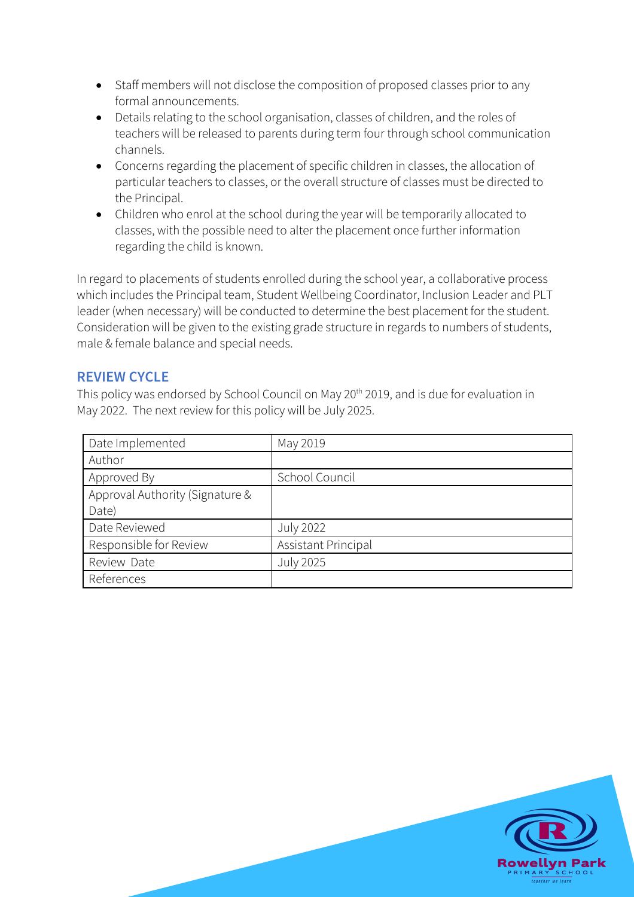- Staff members will not disclose the composition of proposed classes prior to any formal announcements.
- Details relating to the school organisation, classes of children, and the roles of teachers will be released to parents during term four through school communication channels.
- Concerns regarding the placement of specific children in classes, the allocation of particular teachers to classes, or the overall structure of classes must be directed to the Principal.
- Children who enrol at the school during the year will be temporarily allocated to classes, with the possible need to alter the placement once further information regarding the child is known.

In regard to placements of students enrolled during the school year, a collaborative process which includes the Principal team, Student Wellbeing Coordinator, Inclusion Leader and PLT leader (when necessary) will be conducted to determine the best placement for the student. Consideration will be given to the existing grade structure in regards to numbers of students, male & female balance and special needs.

## REVIEW CYCLE

This policy was endorsed by School Council on May 20th 2019, and is due for evaluation in May 2022. The next review for this policy will be July 2025.

| | |
|---|---|
| Date Implemented | May 2019 |
| Author | |
| Approved By | School Council |
| Approval Authority (Signature & Date) | |
| Date Reviewed | July 2022 |
| Responsible for Review | Assistant Principal |
| Review Date | July 2025 |
| References | |